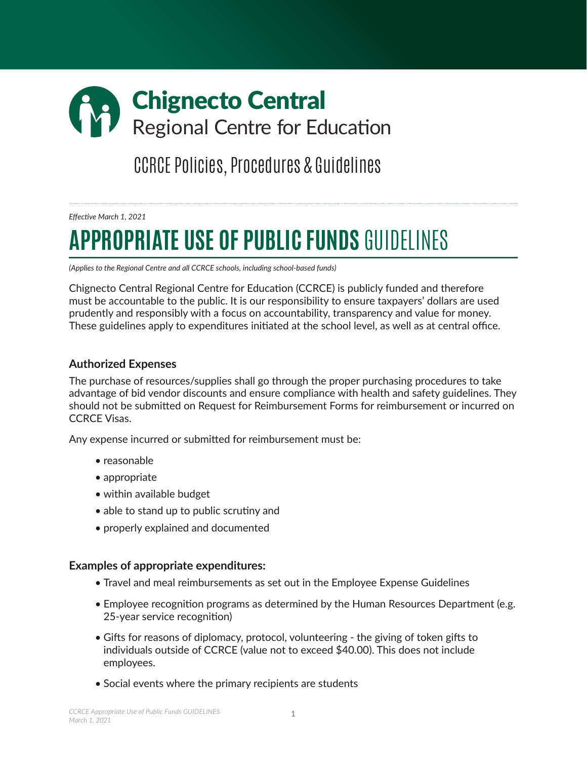# Chignecto Central
Regional Centre for Education

CCRCE Policies, Procedures & Guidelines

*Effective March 1, 2021*

# APPROPRIATE USE OF PUBLIC FUNDS GUIDELINES

*(Applies to the Regional Centre and all CCRCE schools, including school-based funds)*

Chignecto Central Regional Centre for Education (CCRCE) is publicly funded and therefore must be accountable to the public. It is our responsibility to ensure taxpayers' dollars are used prudently and responsibly with a focus on accountability, transparency and value for money. These guidelines apply to expenditures initiated at the school level, as well as at central office.

### Authorized Expenses

The purchase of resources/supplies shall go through the proper purchasing procedures to take advantage of bid vendor discounts and ensure compliance with health and safety guidelines. They should not be submitted on Request for Reimbursement Forms for reimbursement or incurred on CCRCE Visas.

Any expense incurred or submitted for reimbursement must be:

- reasonable
- appropriate
- within available budget
- able to stand up to public scrutiny and
- properly explained and documented

### Examples of appropriate expenditures:

- Travel and meal reimbursements as set out in the Employee Expense Guidelines
- Employee recognition programs as determined by the Human Resources Department (e.g. 25-year service recognition)
- Gifts for reasons of diplomacy, protocol, volunteering - the giving of token gifts to individuals outside of CCRCE (value not to exceed $40.00). This does not include employees.
- Social events where the primary recipients are students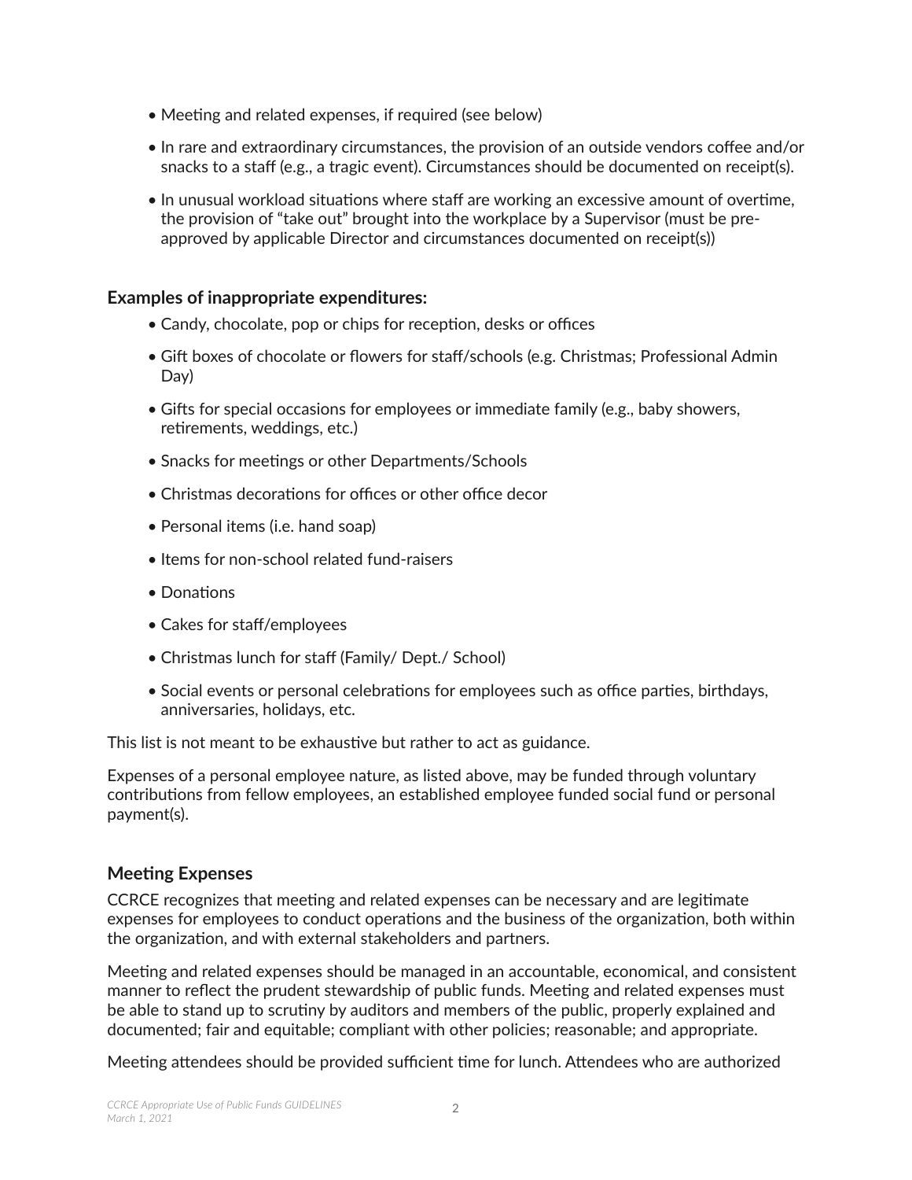- Meeting and related expenses, if required (see below)
- In rare and extraordinary circumstances, the provision of an outside vendors coffee and/or snacks to a staff (e.g., a tragic event). Circumstances should be documented on receipt(s).
- In unusual workload situations where staff are working an excessive amount of overtime, the provision of "take out" brought into the workplace by a Supervisor (must be pre-approved by applicable Director and circumstances documented on receipt(s))

### Examples of inappropriate expenditures:

- Candy, chocolate, pop or chips for reception, desks or offices
- Gift boxes of chocolate or flowers for staff/schools (e.g. Christmas; Professional Admin Day)
- Gifts for special occasions for employees or immediate family (e.g., baby showers, retirements, weddings, etc.)
- Snacks for meetings or other Departments/Schools
- Christmas decorations for offices or other office decor
- Personal items (i.e. hand soap)
- Items for non-school related fund-raisers
- Donations
- Cakes for staff/employees
- Christmas lunch for staff (Family/ Dept./ School)
- Social events or personal celebrations for employees such as office parties, birthdays, anniversaries, holidays, etc.

This list is not meant to be exhaustive but rather to act as guidance.

Expenses of a personal employee nature, as listed above, may be funded through voluntary contributions from fellow employees, an established employee funded social fund or personal payment(s).

### Meeting Expenses

CCRCE recognizes that meeting and related expenses can be necessary and are legitimate expenses for employees to conduct operations and the business of the organization, both within the organization, and with external stakeholders and partners.

Meeting and related expenses should be managed in an accountable, economical, and consistent manner to reflect the prudent stewardship of public funds. Meeting and related expenses must be able to stand up to scrutiny by auditors and members of the public, properly explained and documented; fair and equitable; compliant with other policies; reasonable; and appropriate.

Meeting attendees should be provided sufficient time for lunch. Attendees who are authorized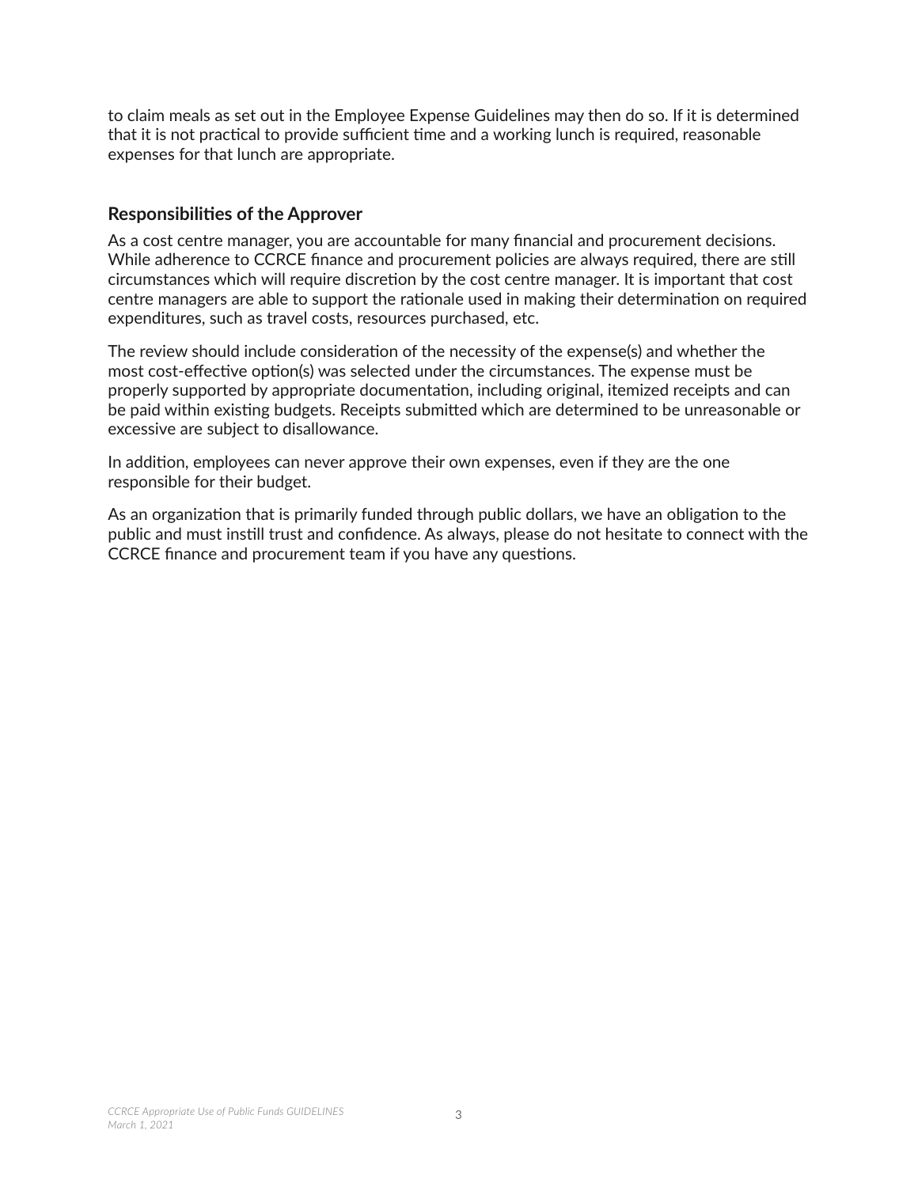to claim meals as set out in the Employee Expense Guidelines may then do so. If it is determined that it is not practical to provide sufficient time and a working lunch is required, reasonable expenses for that lunch are appropriate.

### Responsibilities of the Approver

As a cost centre manager, you are accountable for many financial and procurement decisions. While adherence to CCRCE finance and procurement policies are always required, there are still circumstances which will require discretion by the cost centre manager. It is important that cost centre managers are able to support the rationale used in making their determination on required expenditures, such as travel costs, resources purchased, etc.

The review should include consideration of the necessity of the expense(s) and whether the most cost-effective option(s) was selected under the circumstances. The expense must be properly supported by appropriate documentation, including original, itemized receipts and can be paid within existing budgets. Receipts submitted which are determined to be unreasonable or excessive are subject to disallowance.

In addition, employees can never approve their own expenses, even if they are the one responsible for their budget.

As an organization that is primarily funded through public dollars, we have an obligation to the public and must instill trust and confidence. As always, please do not hesitate to connect with the CCRCE finance and procurement team if you have any questions.